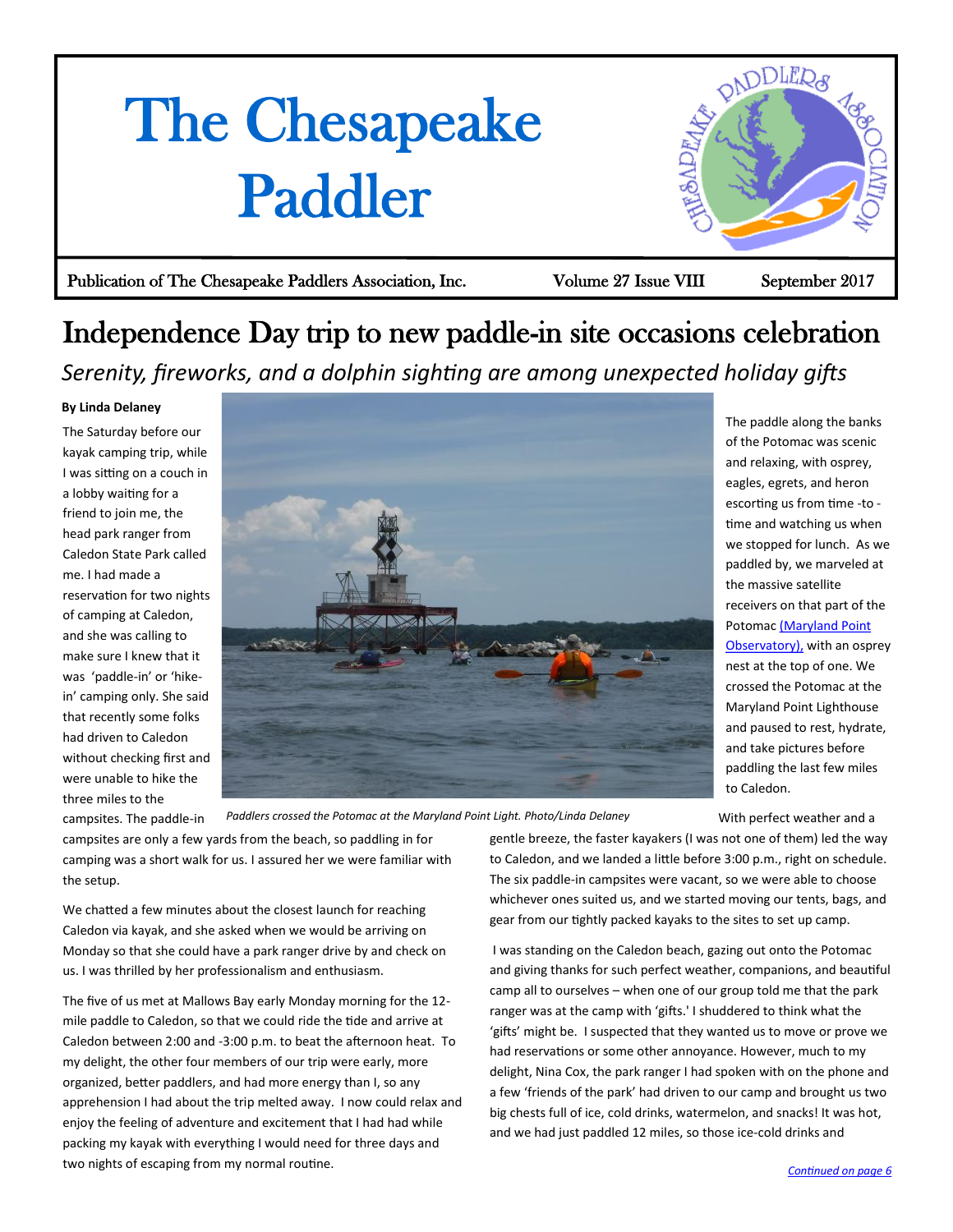# The Chesapeake Paddler

Publication of The Chesapeake Paddlers Association, Inc. Volume 27 Issue VIII September 2017

## Independence Day trip to new paddle-in site occasions celebration

*Serenity, fireworks, and a dolphin sighting are among unexpected holiday gifts*

**By Linda Delaney**

The Saturday before our kayak camping trip, while I was sitting on a couch in a lobby waiting for a friend to join me, the head park ranger from Caledon State Park called me. I had made a reservation for two nights of camping at Caledon, and she was calling to make sure I knew that it was 'paddle-in' or 'hike-in' camping only. She said that recently some folks had driven to Caledon without checking first and were unable to hike the three miles to the campsites. The paddle-in campsites are only a few yards from the beach, so paddling in for camping was a short walk for us. I assured her we were familiar with the setup.

*Paddlers crossed the Potomac at the Maryland Point Light. Photo/Linda Delaney*

We chatted a few minutes about the closest launch for reaching Caledon via kayak, and she asked when we would be arriving on Monday so that she could have a park ranger drive by and check on us. I was thrilled by her professionalism and enthusiasm.

The five of us met at Mallows Bay early Monday morning for the 12-mile paddle to Caledon, so that we could ride the tide and arrive at Caledon between 2:00 and -3:00 p.m. to beat the afternoon heat. To my delight, the other four members of our trip were early, more organized, better paddlers, and had more energy than I, so any apprehension I had about the trip melted away. I now could relax and enjoy the feeling of adventure and excitement that I had had while packing my kayak with everything I would need for three days and two nights of escaping from my normal routine.

The paddle along the banks of the Potomac was scenic and relaxing, with osprey, eagles, egrets, and heron escorting us from time -to - time and watching us when we stopped for lunch. As we paddled by, we marveled at the massive satellite receivers on that part of the Potomac [(Maryland Point Observatory),] with an osprey nest at the top of one. We crossed the Potomac at the Maryland Point Lighthouse and paused to rest, hydrate, and take pictures before paddling the last few miles to Caledon.

With perfect weather and a gentle breeze, the faster kayakers (I was not one of them) led the way to Caledon, and we landed a little before 3:00 p.m., right on schedule. The six paddle-in campsites were vacant, so we were able to choose whichever ones suited us, and we started moving our tents, bags, and gear from our tightly packed kayaks to the sites to set up camp.

I was standing on the Caledon beach, gazing out onto the Potomac and giving thanks for such perfect weather, companions, and beautiful camp all to ourselves – when one of our group told me that the park ranger was at the camp with 'gifts.' I shuddered to think what the 'gifts' might be. I suspected that they wanted us to move or prove we had reservations or some other annoyance. However, much to my delight, Nina Cox, the park ranger I had spoken with on the phone and a few 'friends of the park' had driven to our camp and brought us two big chests full of ice, cold drinks, watermelon, and snacks! It was hot, and we had just paddled 12 miles, so those ice-cold drinks and

*Continued on page 6*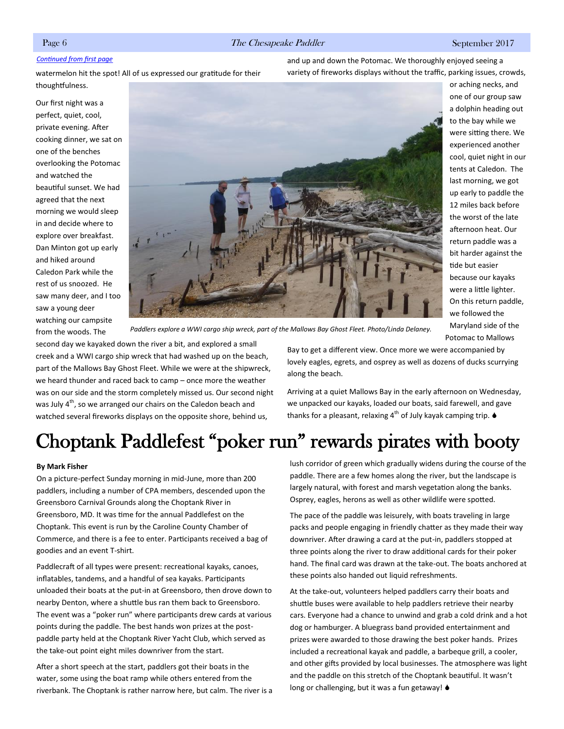*Continued from first page*

watermelon hit the spot! All of us expressed our gratitude for their thoughtfulness.

Our first night was a perfect, quiet, cool, private evening. After cooking dinner, we sat on one of the benches overlooking the Potomac and watched the beautiful sunset. We had agreed that the next morning we would sleep in and decide where to explore over breakfast. Dan Minton got up early and hiked around Caledon Park while the rest of us snoozed. He saw many deer, and I too saw a young deer watching our campsite from the woods. The second day we kayaked down the river a bit, and explored a small creek and a WWI cargo ship wreck that had washed up on the beach, part of the Mallows Bay Ghost Fleet. While we were at the shipwreck, we heard thunder and raced back to camp – once more the weather was on our side and the storm completely missed us. Our second night was July 4th, so we arranged our chairs on the Caledon beach and watched several fireworks displays on the opposite shore, behind us, and up and down the Potomac. We thoroughly enjoyed seeing a variety of fireworks displays without the traffic, parking issues, crowds, or aching necks, and one of our group saw a dolphin heading out to the bay while we were sitting there. We experienced another cool, quiet night in our tents at Caledon. The last morning, we got up early to paddle the 12 miles back before the worst of the late afternoon heat. Our return paddle was a bit harder against the tide but easier because our kayaks were a little lighter. On this return paddle, we followed the Maryland side of the Potomac to Mallows Bay to get a different view. Once more we were accompanied by lovely eagles, egrets, and osprey as well as dozens of ducks scurrying along the beach.

*Paddlers explore a WWI cargo ship wreck, part of the Mallows Bay Ghost Fleet. Photo/Linda Delaney.*

Arriving at a quiet Mallows Bay in the early afternoon on Wednesday, we unpacked our kayaks, loaded our boats, said farewell, and gave thanks for a pleasant, relaxing 4th of July kayak camping trip. ♦

# Choptank Paddlefest "poker run" rewards pirates with booty

**By Mark Fisher**

On a picture-perfect Sunday morning in mid-June, more than 200 paddlers, including a number of CPA members, descended upon the Greensboro Carnival Grounds along the Choptank River in Greensboro, MD. It was time for the annual Paddlefest on the Choptank. This event is run by the Caroline County Chamber of Commerce, and there is a fee to enter. Participants received a bag of goodies and an event T-shirt.

Paddlecraft of all types were present: recreational kayaks, canoes, inflatables, tandems, and a handful of sea kayaks. Participants unloaded their boats at the put-in at Greensboro, then drove down to nearby Denton, where a shuttle bus ran them back to Greensboro. The event was a "poker run" where participants drew cards at various points during the paddle. The best hands won prizes at the post-paddle party held at the Choptank River Yacht Club, which served as the take-out point eight miles downriver from the start.

After a short speech at the start, paddlers got their boats in the water, some using the boat ramp while others entered from the riverbank. The Choptank is rather narrow here, but calm. The river is a lush corridor of green which gradually widens during the course of the paddle. There are a few homes along the river, but the landscape is largely natural, with forest and marsh vegetation along the banks. Osprey, eagles, herons as well as other wildlife were spotted.

The pace of the paddle was leisurely, with boats traveling in large packs and people engaging in friendly chatter as they made their way downriver. After drawing a card at the put-in, paddlers stopped at three points along the river to draw additional cards for their poker hand. The final card was drawn at the take-out. The boats anchored at these points also handed out liquid refreshments.

At the take-out, volunteers helped paddlers carry their boats and shuttle buses were available to help paddlers retrieve their nearby cars. Everyone had a chance to unwind and grab a cold drink and a hot dog or hamburger. A bluegrass band provided entertainment and prizes were awarded to those drawing the best poker hands. Prizes included a recreational kayak and paddle, a barbeque grill, a cooler, and other gifts provided by local businesses. The atmosphere was light and the paddle on this stretch of the Choptank beautiful. It wasn't long or challenging, but it was a fun getaway! ♦